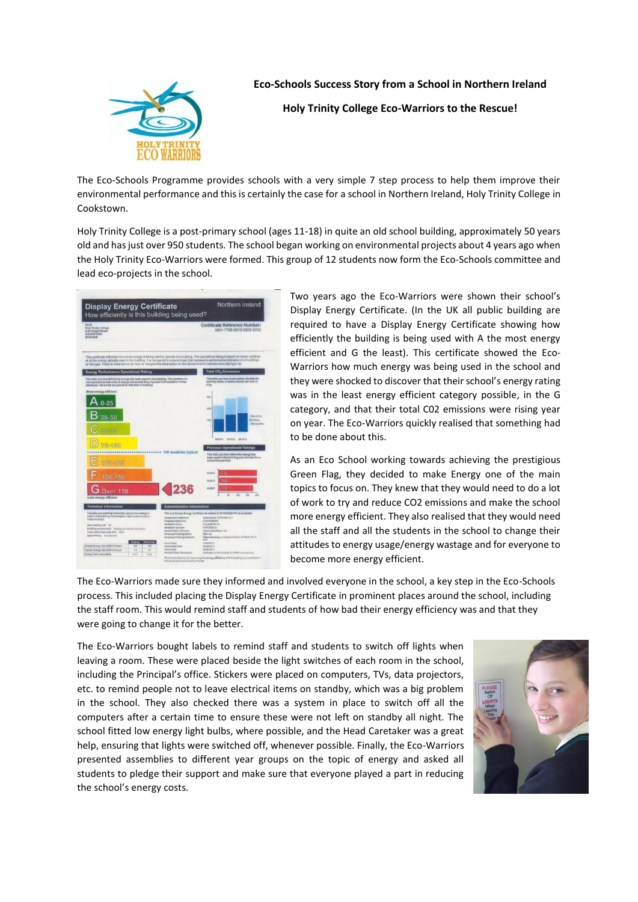**Eco-Schools Success Story from a School in Northern Ireland**

**Holy Trinity College Eco-Warriors to the Rescue!**

The Eco-Schools Programme provides schools with a very simple 7 step process to help them improve their environmental performance and this is certainly the case for a school in Northern Ireland, Holy Trinity College in Cookstown.

Holy Trinity College is a post-primary school (ages 11-18) in quite an old school building, approximately 50 years old and has just over 950 students. The school began working on environmental projects about 4 years ago when the Holy Trinity Eco-Warriors were formed. This group of 12 students now form the Eco-Schools committee and lead eco-projects in the school.

Two years ago the Eco-Warriors were shown their school's Display Energy Certificate. (In the UK all public building are required to have a Display Energy Certificate showing how efficiently the building is being used with A the most energy efficient and G the least). This certificate showed the Eco-Warriors how much energy was being used in the school and they were shocked to discover that their school's energy rating was in the least energy efficient category possible, in the G category, and that their total C02 emissions were rising year on year. The Eco-Warriors quickly realised that something had to be done about this.

As an Eco School working towards achieving the prestigious Green Flag, they decided to make Energy one of the main topics to focus on. They knew that they would need to do a lot of work to try and reduce CO2 emissions and make the school more energy efficient. They also realised that they would need all the staff and all the students in the school to change their attitudes to energy usage/energy wastage and for everyone to become more energy efficient.

The Eco-Warriors made sure they informed and involved everyone in the school, a key step in the Eco-Schools process. This included placing the Display Energy Certificate in prominent places around the school, including the staff room. This would remind staff and students of how bad their energy efficiency was and that they were going to change it for the better.

The Eco-Warriors bought labels to remind staff and students to switch off lights when leaving a room. These were placed beside the light switches of each room in the school, including the Principal's office. Stickers were placed on computers, TVs, data projectors, etc. to remind people not to leave electrical items on standby, which was a big problem in the school. They also checked there was a system in place to switch off all the computers after a certain time to ensure these were not left on standby all night. The school fitted low energy light bulbs, where possible, and the Head Caretaker was a great help, ensuring that lights were switched off, whenever possible. Finally, the Eco-Warriors presented assemblies to different year groups on the topic of energy and asked all students to pledge their support and make sure that everyone played a part in reducing the school's energy costs.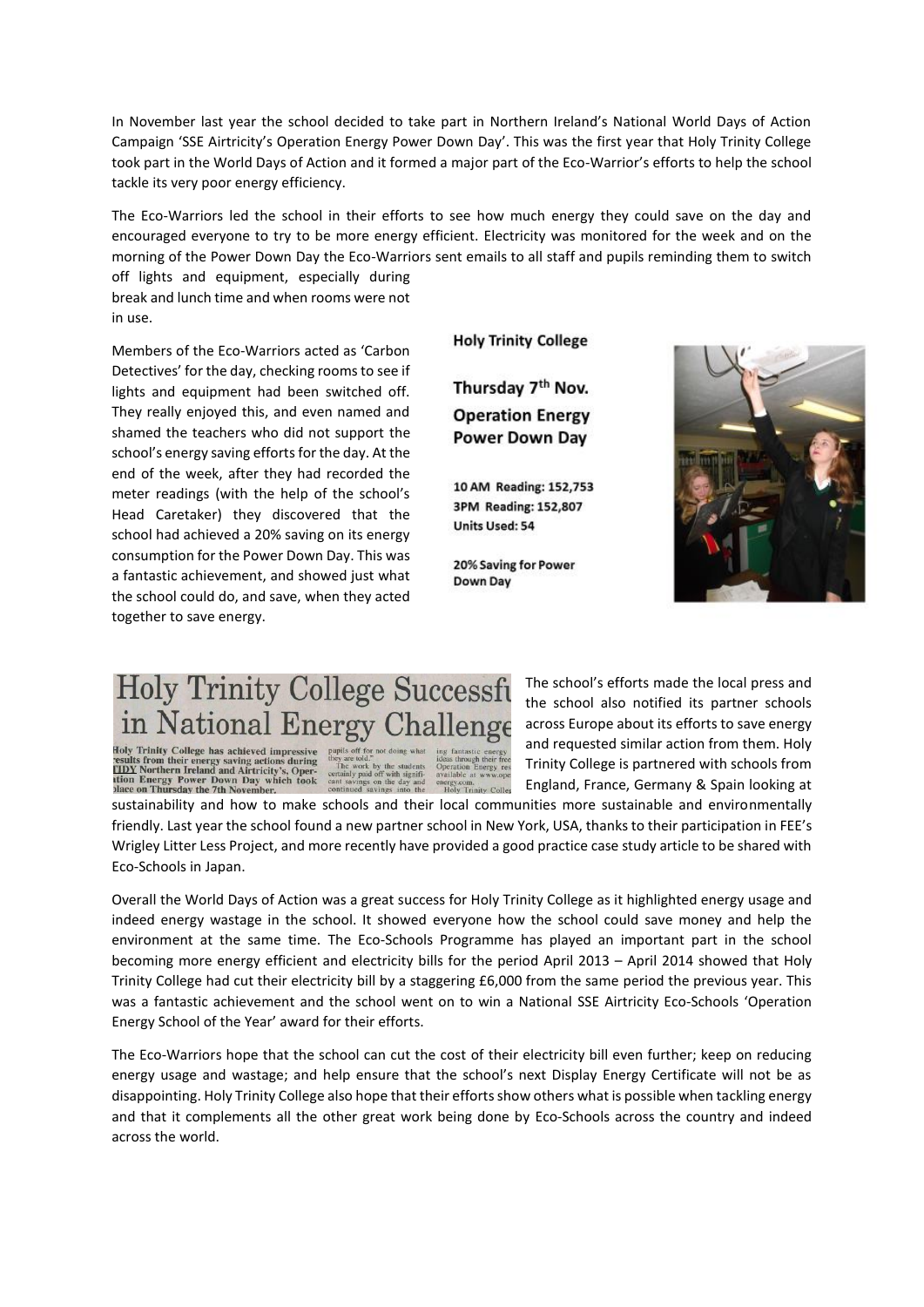In November last year the school decided to take part in Northern Ireland's National World Days of Action Campaign 'SSE Airtricity's Operation Energy Power Down Day'. This was the first year that Holy Trinity College took part in the World Days of Action and it formed a major part of the Eco-Warrior's efforts to help the school tackle its very poor energy efficiency.

The Eco-Warriors led the school in their efforts to see how much energy they could save on the day and encouraged everyone to try to be more energy efficient. Electricity was monitored for the week and on the morning of the Power Down Day the Eco-Warriors sent emails to all staff and pupils reminding them to switch off lights and equipment, especially during break and lunch time and when rooms were not in use.

Members of the Eco-Warriors acted as 'Carbon Detectives' for the day, checking rooms to see if lights and equipment had been switched off. They really enjoyed this, and even named and shamed the teachers who did not support the school's energy saving efforts for the day. At the end of the week, after they had recorded the meter readings (with the help of the school's Head Caretaker) they discovered that the school had achieved a 20% saving on its energy consumption for the Power Down Day. This was a fantastic achievement, and showed just what the school could do, and save, when they acted together to save energy.

**Holy Trinity College**

**Thursday 7th Nov.**
**Operation Energy Power Down Day**

**10 AM Reading: 152,753**
**3PM Reading: 152,807**
**Units Used: 54**

**20% Saving for Power Down Day**

**Holy Trinity College Successful in National Energy Challenge**

Holy Trinity College has achieved impressive results from their energy saving actions during TIDY Northern Ireland and Airtricity's, Operation Energy Power Down Day which took place on Thursday the 7th November.

The school's efforts made the local press and the school also notified its partner schools across Europe about its efforts to save energy and requested similar action from them. Holy Trinity College is partnered with schools from England, France, Germany & Spain looking at sustainability and how to make schools and their local communities more sustainable and environmentally friendly. Last year the school found a new partner school in New York, USA, thanks to their participation in FEE's Wrigley Litter Less Project, and more recently have provided a good practice case study article to be shared with Eco-Schools in Japan.

Overall the World Days of Action was a great success for Holy Trinity College as it highlighted energy usage and indeed energy wastage in the school. It showed everyone how the school could save money and help the environment at the same time. The Eco-Schools Programme has played an important part in the school becoming more energy efficient and electricity bills for the period April 2013 – April 2014 showed that Holy Trinity College had cut their electricity bill by a staggering £6,000 from the same period the previous year. This was a fantastic achievement and the school went on to win a National SSE Airtricity Eco-Schools 'Operation Energy School of the Year' award for their efforts.

The Eco-Warriors hope that the school can cut the cost of their electricity bill even further; keep on reducing energy usage and wastage; and help ensure that the school's next Display Energy Certificate will not be as disappointing. Holy Trinity College also hope that their efforts show others what is possible when tackling energy and that it complements all the other great work being done by Eco-Schools across the country and indeed across the world.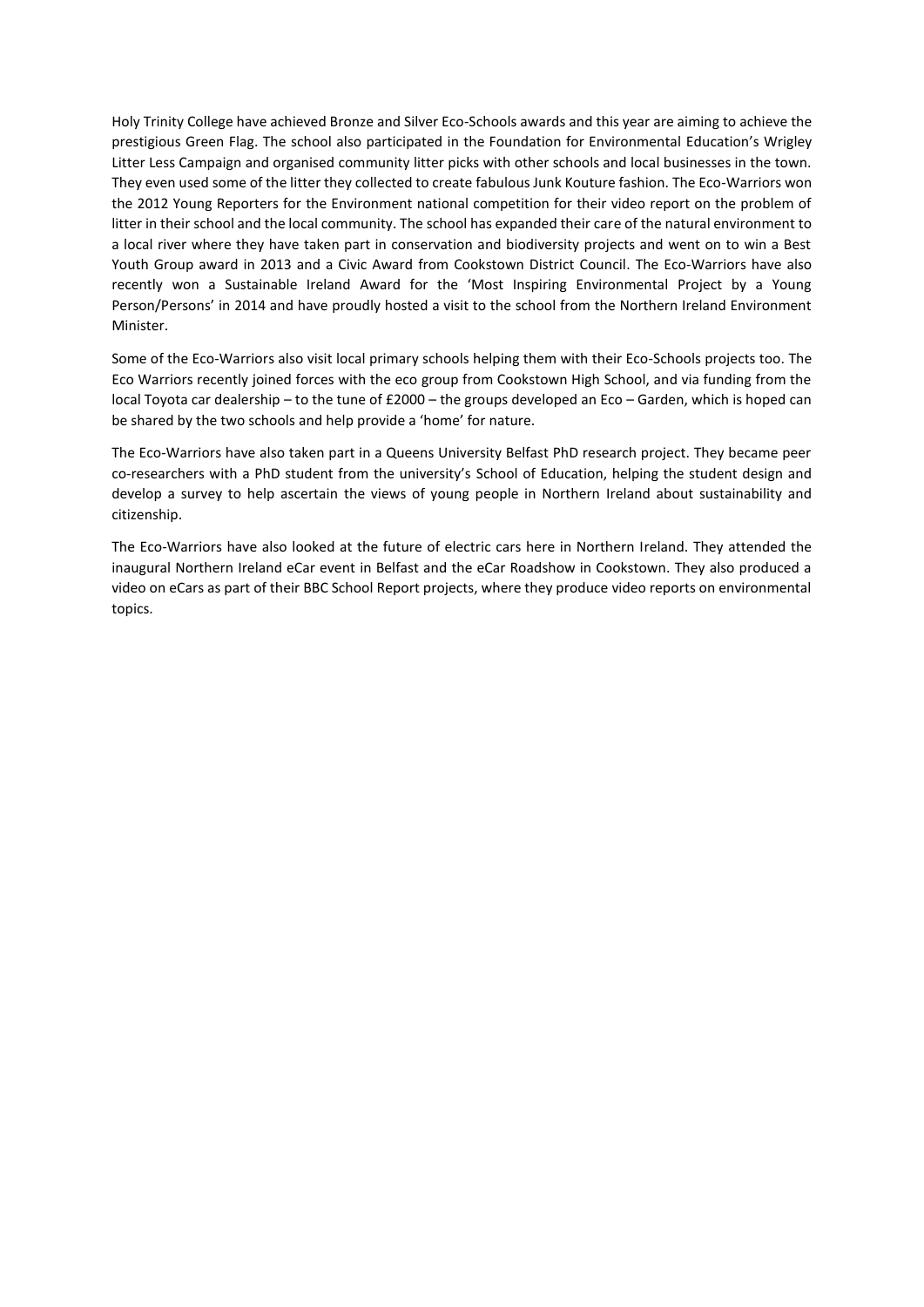Holy Trinity College have achieved Bronze and Silver Eco-Schools awards and this year are aiming to achieve the prestigious Green Flag. The school also participated in the Foundation for Environmental Education's Wrigley Litter Less Campaign and organised community litter picks with other schools and local businesses in the town. They even used some of the litter they collected to create fabulous Junk Kouture fashion. The Eco-Warriors won the 2012 Young Reporters for the Environment national competition for their video report on the problem of litter in their school and the local community. The school has expanded their care of the natural environment to a local river where they have taken part in conservation and biodiversity projects and went on to win a Best Youth Group award in 2013 and a Civic Award from Cookstown District Council. The Eco-Warriors have also recently won a Sustainable Ireland Award for the 'Most Inspiring Environmental Project by a Young Person/Persons' in 2014 and have proudly hosted a visit to the school from the Northern Ireland Environment Minister.

Some of the Eco-Warriors also visit local primary schools helping them with their Eco-Schools projects too. The Eco Warriors recently joined forces with the eco group from Cookstown High School, and via funding from the local Toyota car dealership – to the tune of £2000 – the groups developed an Eco – Garden, which is hoped can be shared by the two schools and help provide a 'home' for nature.

The Eco-Warriors have also taken part in a Queens University Belfast PhD research project. They became peer co-researchers with a PhD student from the university's School of Education, helping the student design and develop a survey to help ascertain the views of young people in Northern Ireland about sustainability and citizenship.

The Eco-Warriors have also looked at the future of electric cars here in Northern Ireland. They attended the inaugural Northern Ireland eCar event in Belfast and the eCar Roadshow in Cookstown. They also produced a video on eCars as part of their BBC School Report projects, where they produce video reports on environmental topics.